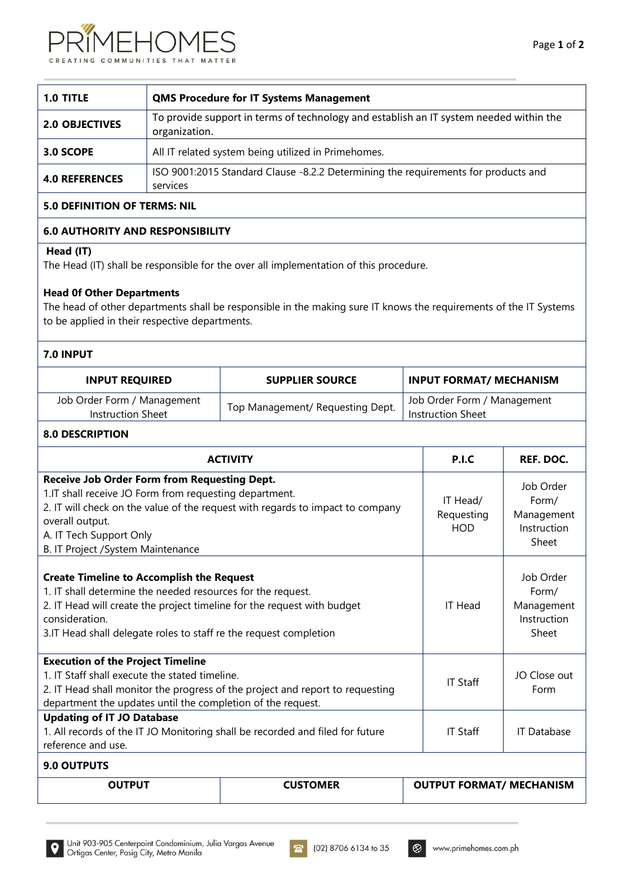| **1.0 TITLE** | **QMS Procedure for IT Systems Management** |
|---|---|
| **2.0 OBJECTIVES** | To provide support in terms of technology and establish an IT system needed within the organization. |
| **3.0 SCOPE** | All IT related system being utilized in Primehomes. |
| **4.0 REFERENCES** | ISO 9001:2015 Standard Clause -8.2.2 Determining the requirements for products and services |

**5.0 DEFINITION OF TERMS: NIL**

**6.0 AUTHORITY AND RESPONSIBILITY**

**Head (IT)**
The Head (IT) shall be responsible for the over all implementation of this procedure.

**Head 0f Other Departments**
The head of other departments shall be responsible in the making sure IT knows the requirements of the IT Systems to be applied in their respective departments.

**7.0 INPUT**

| INPUT REQUIRED | SUPPLIER SOURCE | INPUT FORMAT/ MECHANISM |
|---|---|---|
| Job Order Form / Management Instruction Sheet | Top Management/ Requesting Dept. | Job Order Form / Management Instruction Sheet |

**8.0 DESCRIPTION**

| ACTIVITY | P.I.C | REF. DOC. |
|---|---|---|
| **Receive Job Order Form from Requesting Dept.**<br>1.IT shall receive JO Form from requesting department.<br>2. IT will check on the value of the request with regards to impact to company overall output.<br>A. IT Tech Support Only<br>B. IT Project /System Maintenance | IT Head/ Requesting HOD | Job Order Form/ Management Instruction Sheet |
| **Create Timeline to Accomplish the Request**<br>1. IT shall determine the needed resources for the request.<br>2. IT Head will create the project timeline for the request with budget consideration.<br>3.IT Head shall delegate roles to staff re the request completion | IT Head | Job Order Form/ Management Instruction Sheet |
| **Execution of the Project Timeline**<br>1. IT Staff shall execute the stated timeline.<br>2. IT Head shall monitor the progress of the project and report to requesting department the updates until the completion of the request. | IT Staff | JO Close out Form |
| **Updating of IT JO Database**<br>1. All records of the IT JO Monitoring shall be recorded and filed for future reference and use. | IT Staff | IT Database |

**9.0 OUTPUTS**

| OUTPUT | CUSTOMER | OUTPUT FORMAT/ MECHANISM |
|---|---|---|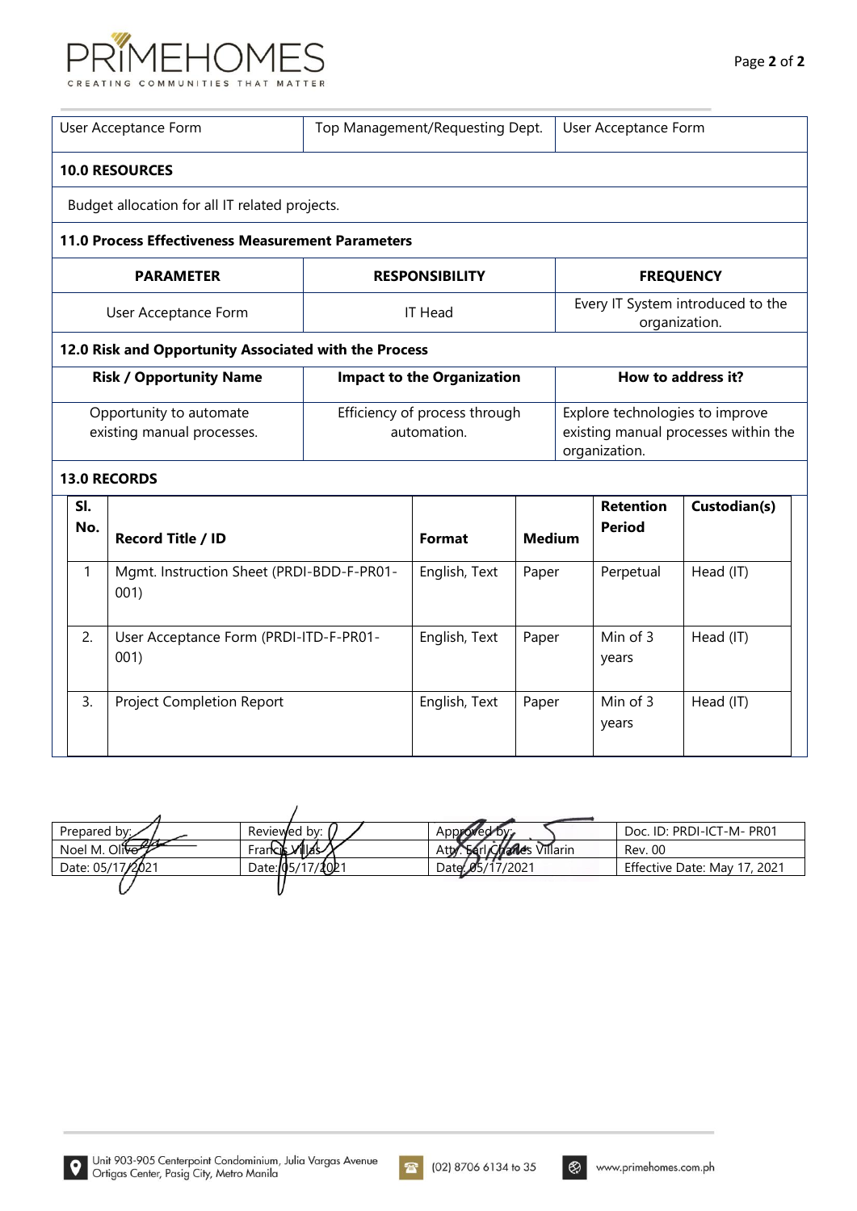| User Acceptance Form | Top Management/Requesting Dept. | User Acceptance Form |
|---|---|---|

**10.0 RESOURCES**

Budget allocation for all IT related projects.

**11.0 Process Effectiveness Measurement Parameters**

| PARAMETER | RESPONSIBILITY | FREQUENCY |
|---|---|---|
| User Acceptance Form | IT Head | Every IT System introduced to the organization. |

**12.0 Risk and Opportunity Associated with the Process**

| Risk / Opportunity Name | Impact to the Organization | How to address it? |
|---|---|---|
| Opportunity to automate existing manual processes. | Efficiency of process through automation. | Explore technologies to improve existing manual processes within the organization. |

**13.0 RECORDS**

| Sl. No. | Record Title / ID | Format | Medium | Retention Period | Custodian(s) |
|---|---|---|---|---|---|
| 1 | Mgmt. Instruction Sheet (PRDI-BDD-F-PR01-001) | English, Text | Paper | Perpetual | Head (IT) |
| 2. | User Acceptance Form (PRDI-ITD-F-PR01-001) | English, Text | Paper | Min of 3 years | Head (IT) |
| 3. | Project Completion Report | English, Text | Paper | Min of 3 years | Head (IT) |

| Prepared by: | Reviewed by: | Approved by: | Doc. ID: PRDI-ICT-M- PR01 |
|---|---|---|---|
| Noel M. Olivo | Francis Villas | Atty. Earl Charles Villarin | Rev. 00 |
| Date: 05/17/2021 | Date: 05/17/2021 | Date: 05/17/2021 | Effective Date: May 17, 2021 |